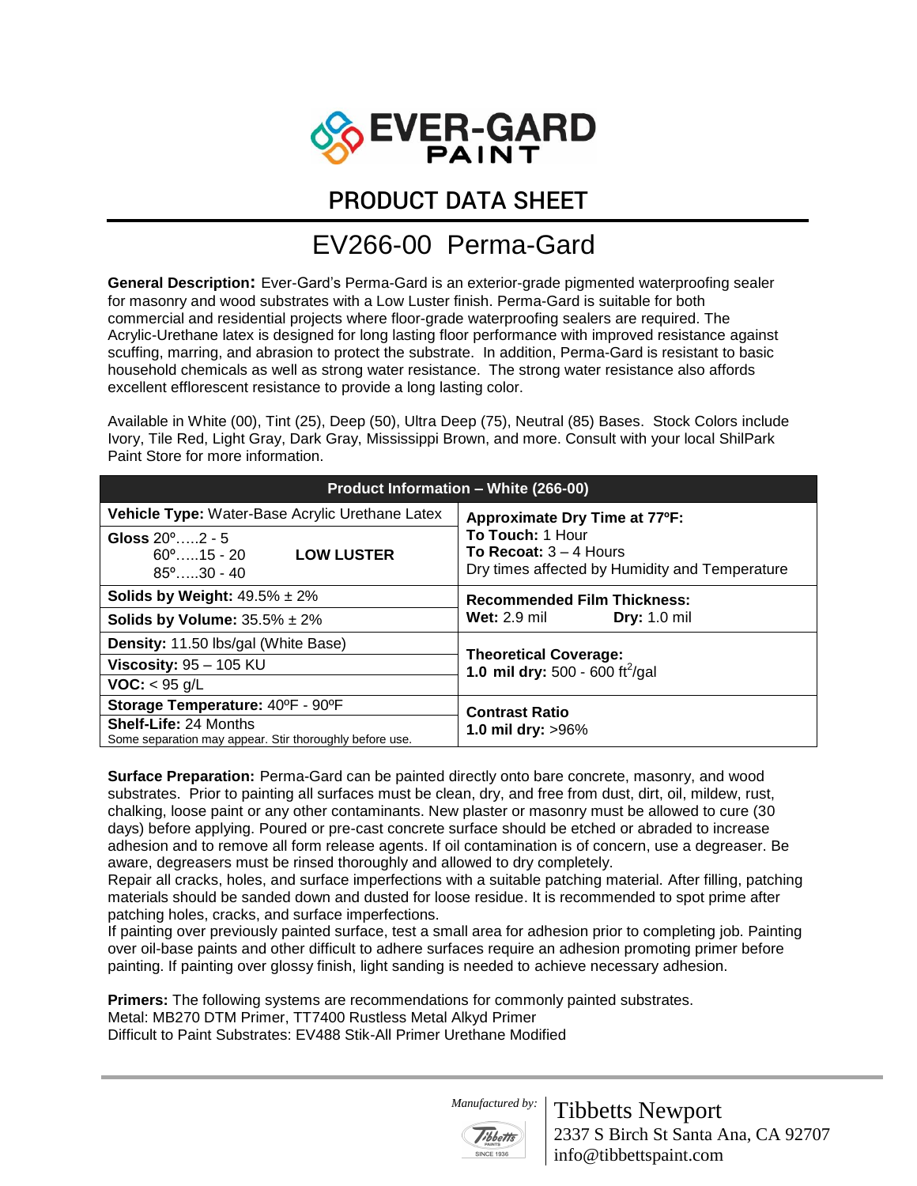# EVER-GARD PAINT

## PRODUCT DATA SHEET

# EV266-00 Perma-Gard

**General Description:** Ever-Gard's Perma-Gard is an exterior-grade pigmented waterproofing sealer for masonry and wood substrates with a Low Luster finish. Perma-Gard is suitable for both commercial and residential projects where floor-grade waterproofing sealers are required. The Acrylic-Urethane latex is designed for long lasting floor performance with improved resistance against scuffing, marring, and abrasion to protect the substrate. In addition, Perma-Gard is resistant to basic household chemicals as well as strong water resistance. The strong water resistance also affords excellent efflorescent resistance to provide a long lasting color.

Available in White (00), Tint (25), Deep (50), Ultra Deep (75), Neutral (85) Bases. Stock Colors include Ivory, Tile Red, Light Gray, Dark Gray, Mississippi Brown, and more. Consult with your local ShilPark Paint Store for more information.

| Product Information – White (266-00) | |
|---|---|
| **Vehicle Type:** Water-Base Acrylic Urethane Latex | **Approximate Dry Time at 77ºF:** **To Touch:** 1 Hour **To Recoat:** 3 – 4 Hours Dry times affected by Humidity and Temperature |
| **Gloss** 20º…..2 - 5 60º…..15 - 20 85º…..30 - 40 **LOW LUSTER** | |
| **Solids by Weight:** 49.5% ± 2% | **Recommended Film Thickness:** **Wet:** 2.9 mil **Dry:** 1.0 mil |
| **Solids by Volume:** 35.5% ± 2% | |
| **Density:** 11.50 lbs/gal (White Base) | **Theoretical Coverage:** **1.0 mil dry:** 500 - 600 ft$^2$/gal |
| **Viscosity:** 95 – 105 KU | |
| **VOC:** < 95 g/L | |
| **Storage Temperature:** 40ºF - 90ºF | **Contrast Ratio** **1.0 mil dry:** >96% |
| **Shelf-Life:** 24 Months Some separation may appear. Stir thoroughly before use. | |

**Surface Preparation:** Perma-Gard can be painted directly onto bare concrete, masonry, and wood substrates. Prior to painting all surfaces must be clean, dry, and free from dust, dirt, oil, mildew, rust, chalking, loose paint or any other contaminants. New plaster or masonry must be allowed to cure (30 days) before applying. Poured or pre-cast concrete surface should be etched or abraded to increase adhesion and to remove all form release agents. If oil contamination is of concern, use a degreaser. Be aware, degreasers must be rinsed thoroughly and allowed to dry completely.

Repair all cracks, holes, and surface imperfections with a suitable patching material. After filling, patching materials should be sanded down and dusted for loose residue. It is recommended to spot prime after patching holes, cracks, and surface imperfections.

If painting over previously painted surface, test a small area for adhesion prior to completing job. Painting over oil-base paints and other difficult to adhere surfaces require an adhesion promoting primer before painting. If painting over glossy finish, light sanding is needed to achieve necessary adhesion.

**Primers:** The following systems are recommendations for commonly painted substrates.
Metal: MB270 DTM Primer, TT7400 Rustless Metal Alkyd Primer
Difficult to Paint Substrates: EV488 Stik-All Primer Urethane Modified

*Manufactured by:* Tibbetts Newport
2337 S Birch St Santa Ana, CA 92707
info@tibbettspaint.com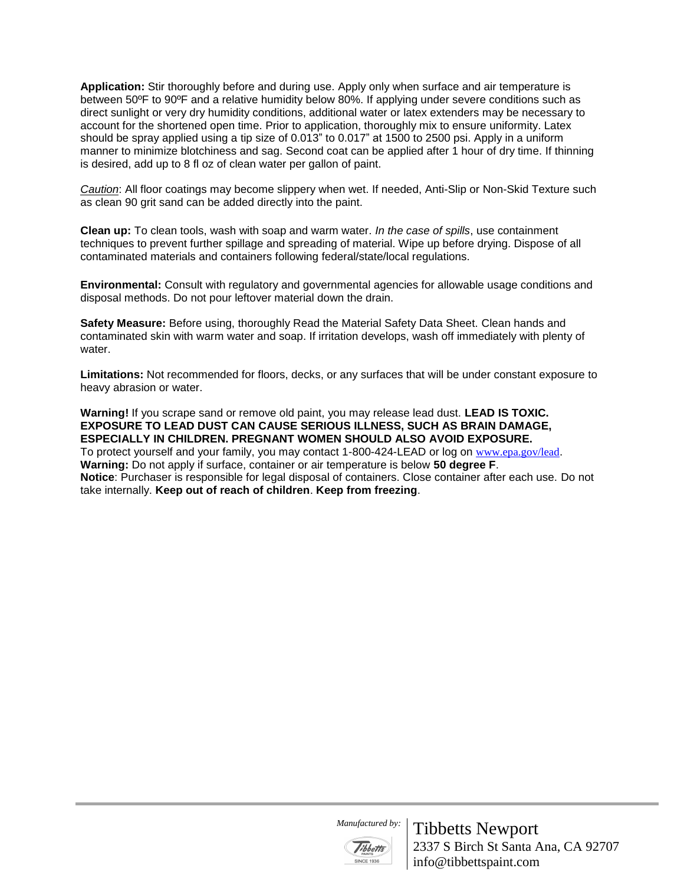**Application:** Stir thoroughly before and during use. Apply only when surface and air temperature is between 50ºF to 90ºF and a relative humidity below 80%. If applying under severe conditions such as direct sunlight or very dry humidity conditions, additional water or latex extenders may be necessary to account for the shortened open time. Prior to application, thoroughly mix to ensure uniformity. Latex should be spray applied using a tip size of 0.013" to 0.017" at 1500 to 2500 psi. Apply in a uniform manner to minimize blotchiness and sag. Second coat can be applied after 1 hour of dry time. If thinning is desired, add up to 8 fl oz of clean water per gallon of paint.

*Caution*: All floor coatings may become slippery when wet. If needed, Anti-Slip or Non-Skid Texture such as clean 90 grit sand can be added directly into the paint.

**Clean up:** To clean tools, wash with soap and warm water. *In the case of spills*, use containment techniques to prevent further spillage and spreading of material. Wipe up before drying. Dispose of all contaminated materials and containers following federal/state/local regulations.

**Environmental:** Consult with regulatory and governmental agencies for allowable usage conditions and disposal methods. Do not pour leftover material down the drain.

**Safety Measure:** Before using, thoroughly Read the Material Safety Data Sheet. Clean hands and contaminated skin with warm water and soap. If irritation develops, wash off immediately with plenty of water.

**Limitations:** Not recommended for floors, decks, or any surfaces that will be under constant exposure to heavy abrasion or water.

**Warning!** If you scrape sand or remove old paint, you may release lead dust. **LEAD IS TOXIC. EXPOSURE TO LEAD DUST CAN CAUSE SERIOUS ILLNESS, SUCH AS BRAIN DAMAGE, ESPECIALLY IN CHILDREN. PREGNANT WOMEN SHOULD ALSO AVOID EXPOSURE.**
To protect yourself and your family, you may contact 1-800-424-LEAD or log on www.epa.gov/lead.
**Warning:** Do not apply if surface, container or air temperature is below **50 degree F**.
**Notice**: Purchaser is responsible for legal disposal of containers. Close container after each use. Do not take internally. **Keep out of reach of children**. **Keep from freezing**.

*Manufactured by:*
Tibbetts Newport
2337 S Birch St Santa Ana, CA 92707
info@tibbettspaint.com